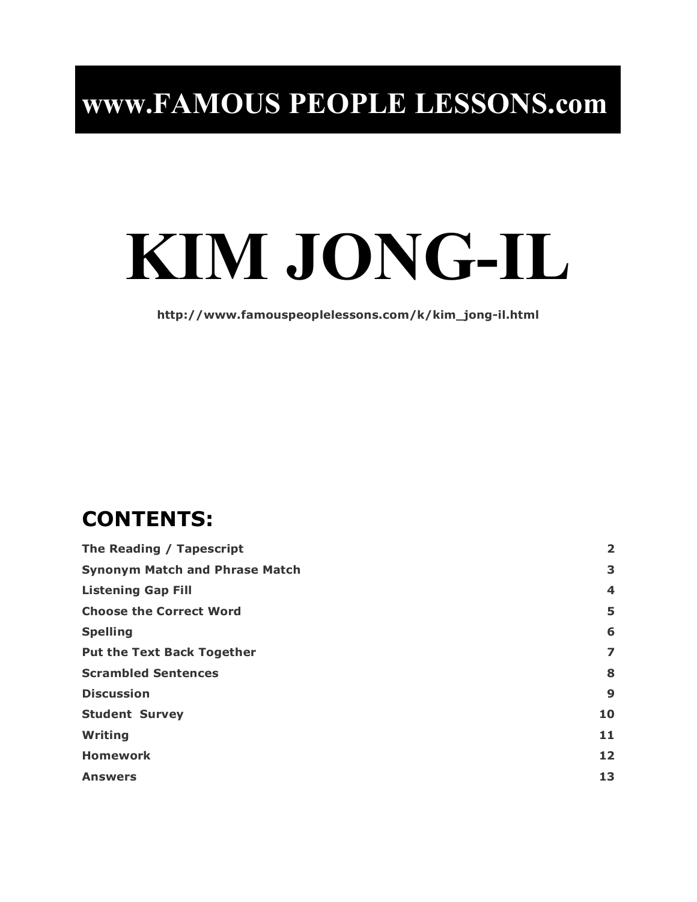# www.FAMOUS PEOPLE LESSONS.com

# KIM JONG-IL

**http://www.famouspeoplelessons.com/k/kim_jong-il.html**

## CONTENTS:

| | |
|---|---|
| **The Reading / Tapescript** | **2** |
| **Synonym Match and Phrase Match** | **3** |
| **Listening Gap Fill** | **4** |
| **Choose the Correct Word** | **5** |
| **Spelling** | **6** |
| **Put the Text Back Together** | **7** |
| **Scrambled Sentences** | **8** |
| **Discussion** | **9** |
| **Student Survey** | **10** |
| **Writing** | **11** |
| **Homework** | **12** |
| **Answers** | **13** |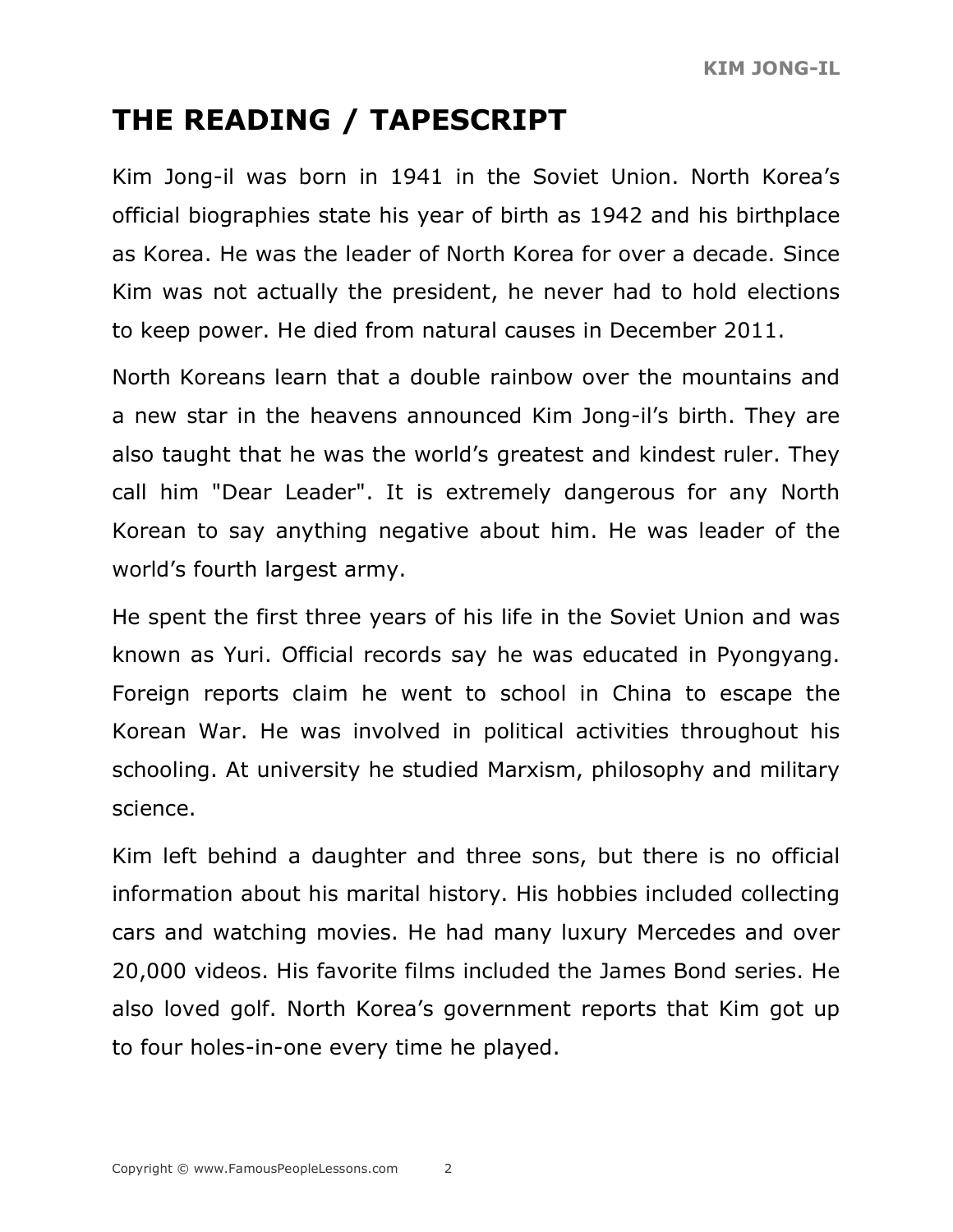# THE READING / TAPESCRIPT

Kim Jong-il was born in 1941 in the Soviet Union. North Korea's official biographies state his year of birth as 1942 and his birthplace as Korea. He was the leader of North Korea for over a decade. Since Kim was not actually the president, he never had to hold elections to keep power. He died from natural causes in December 2011.

North Koreans learn that a double rainbow over the mountains and a new star in the heavens announced Kim Jong-il's birth. They are also taught that he was the world's greatest and kindest ruler. They call him "Dear Leader". It is extremely dangerous for any North Korean to say anything negative about him. He was leader of the world's fourth largest army.

He spent the first three years of his life in the Soviet Union and was known as Yuri. Official records say he was educated in Pyongyang. Foreign reports claim he went to school in China to escape the Korean War. He was involved in political activities throughout his schooling. At university he studied Marxism, philosophy and military science.

Kim left behind a daughter and three sons, but there is no official information about his marital history. His hobbies included collecting cars and watching movies. He had many luxury Mercedes and over 20,000 videos. His favorite films included the James Bond series. He also loved golf. North Korea's government reports that Kim got up to four holes-in-one every time he played.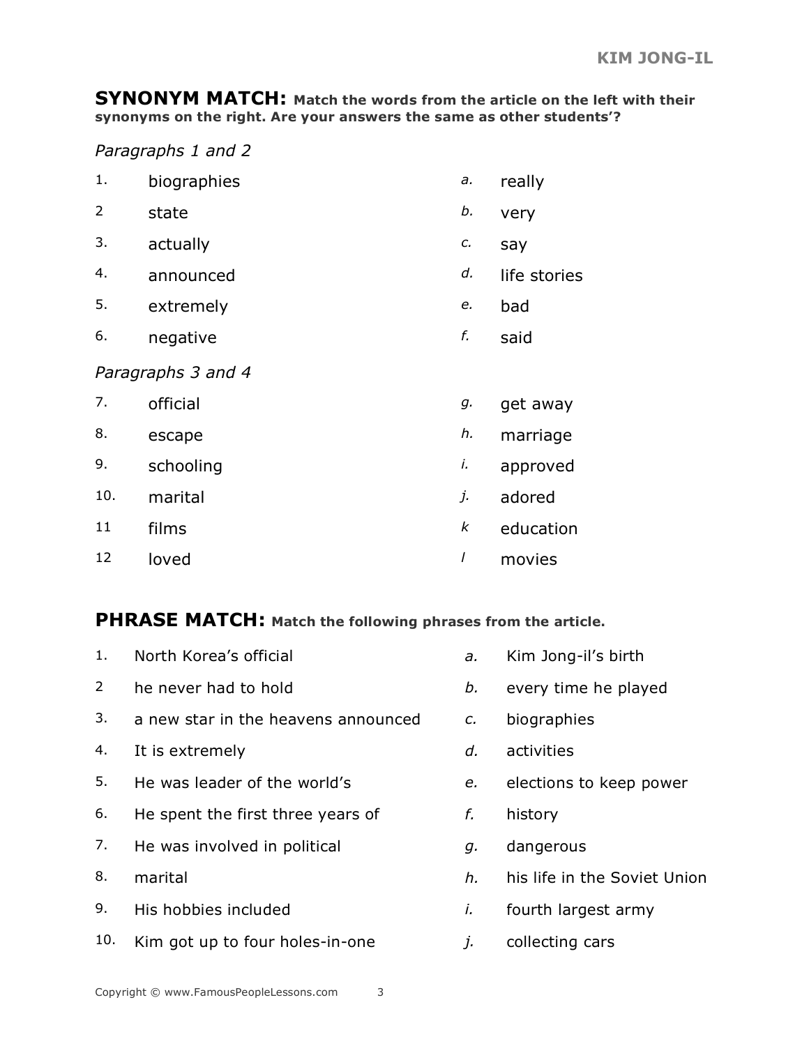## SYNONYM MATCH: Match the words from the article on the left with their synonyms on the right. Are your answers the same as other students'?

*Paragraphs 1 and 2*

| | | | |
|---|---|---|---|
| 1. | biographies | *a.* | really |
| 2 | state | *b.* | very |
| 3. | actually | *c.* | say |
| 4. | announced | *d.* | life stories |
| 5. | extremely | *e.* | bad |
| 6. | negative | *f.* | said |

*Paragraphs 3 and 4*

| | | | |
|---|---|---|---|
| 7. | official | *g.* | get away |
| 8. | escape | *h.* | marriage |
| 9. | schooling | *i.* | approved |
| 10. | marital | *j.* | adored |
| 11 | films | *k* | education |
| 12 | loved | *l* | movies |

## PHRASE MATCH: Match the following phrases from the article.

| | | | |
|---|---|---|---|
| 1. | North Korea's official | *a.* | Kim Jong-il's birth |
| 2 | he never had to hold | *b.* | every time he played |
| 3. | a new star in the heavens announced | *c.* | biographies |
| 4. | It is extremely | *d.* | activities |
| 5. | He was leader of the world's | *e.* | elections to keep power |
| 6. | He spent the first three years of | *f.* | history |
| 7. | He was involved in political | *g.* | dangerous |
| 8. | marital | *h.* | his life in the Soviet Union |
| 9. | His hobbies included | *i.* | fourth largest army |
| 10. | Kim got up to four holes-in-one | *j.* | collecting cars |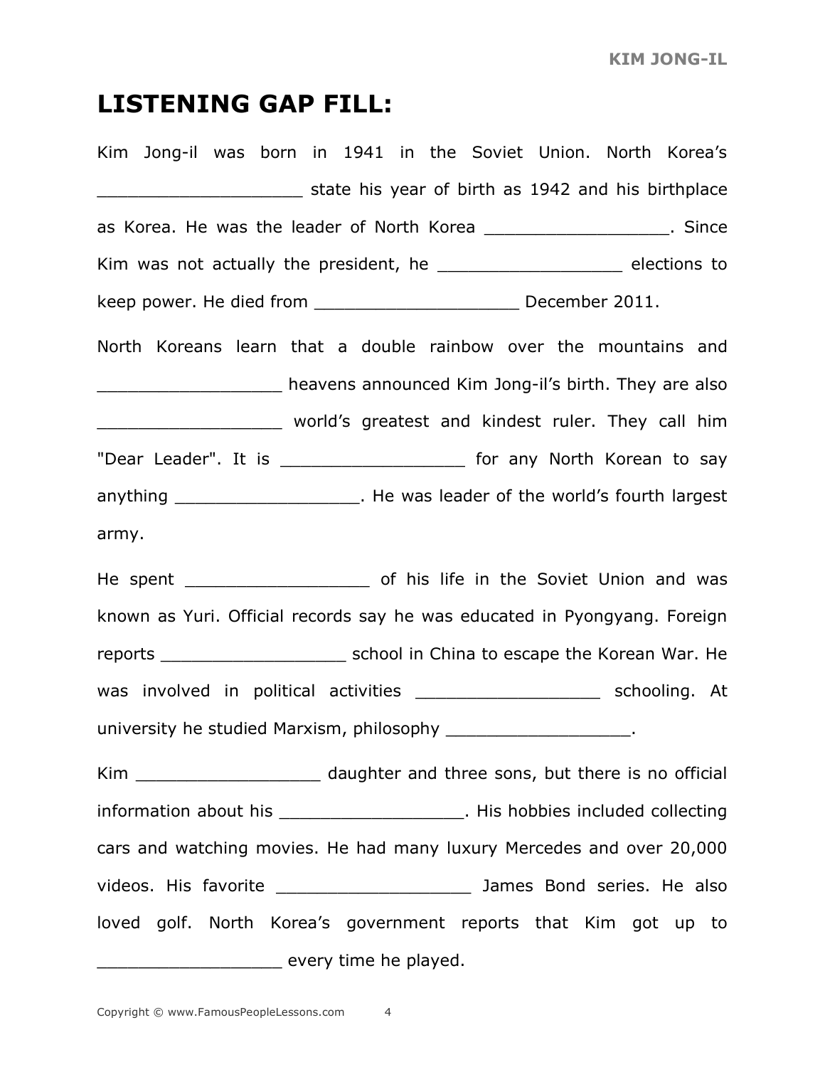## LISTENING GAP FILL:

Kim Jong-il was born in 1941 in the Soviet Union. North Korea's ____________________ state his year of birth as 1942 and his birthplace as Korea. He was the leader of North Korea __________________. Since Kim was not actually the president, he __________________ elections to keep power. He died from ____________________ December 2011.

North Koreans learn that a double rainbow over the mountains and __________________ heavens announced Kim Jong-il's birth. They are also __________________ world's greatest and kindest ruler. They call him "Dear Leader". It is __________________ for any North Korean to say anything __________________. He was leader of the world's fourth largest army.

He spent __________________ of his life in the Soviet Union and was known as Yuri. Official records say he was educated in Pyongyang. Foreign reports __________________ school in China to escape the Korean War. He was involved in political activities __________________ schooling. At university he studied Marxism, philosophy __________________.

Kim __________________ daughter and three sons, but there is no official information about his __________________. His hobbies included collecting cars and watching movies. He had many luxury Mercedes and over 20,000 videos. His favorite ____________________ James Bond series. He also loved golf. North Korea's government reports that Kim got up to __________________ every time he played.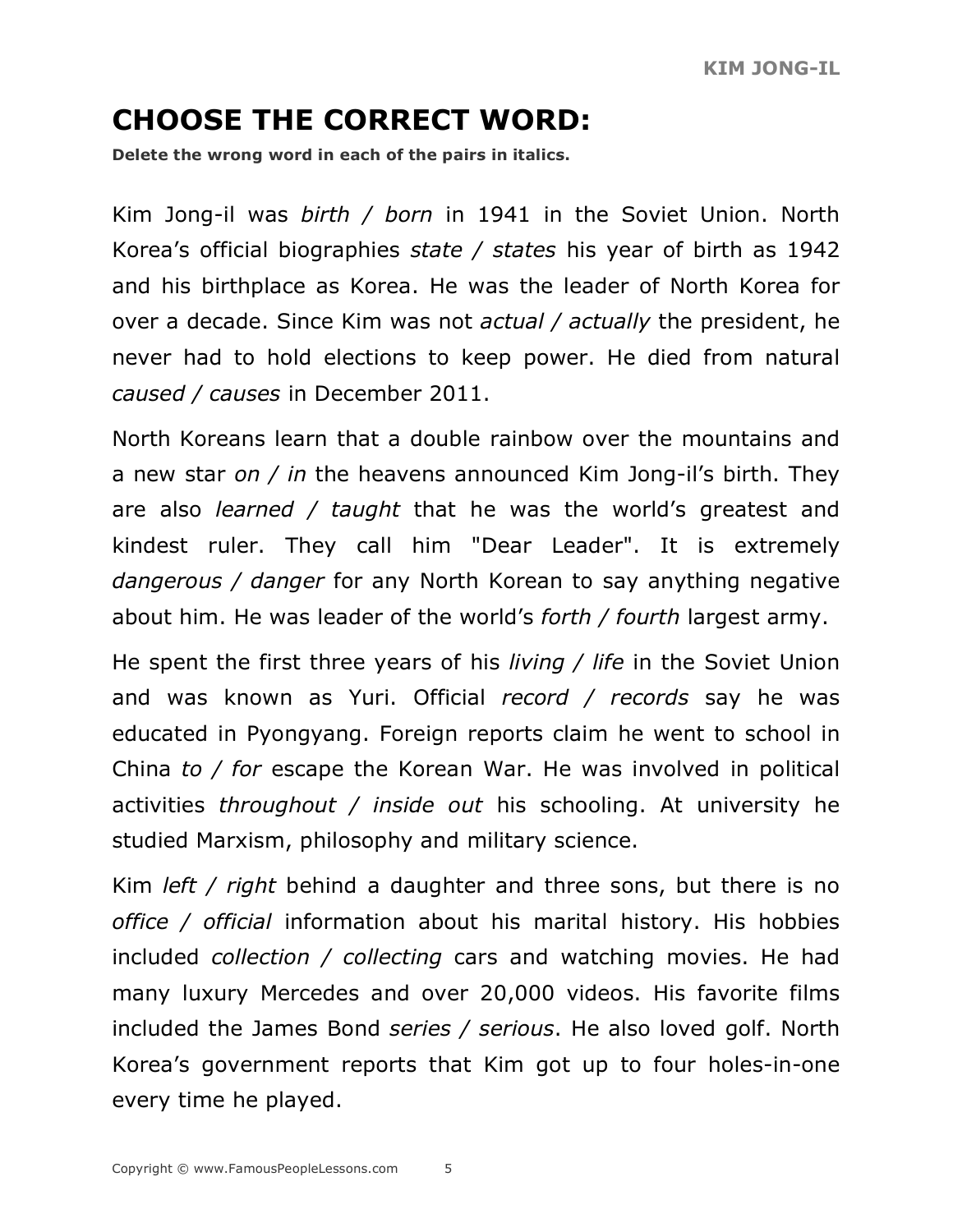## CHOOSE THE CORRECT WORD:

**Delete the wrong word in each of the pairs in italics.**

Kim Jong-il was *birth / born* in 1941 in the Soviet Union. North Korea's official biographies *state / states* his year of birth as 1942 and his birthplace as Korea. He was the leader of North Korea for over a decade. Since Kim was not *actual / actually* the president, he never had to hold elections to keep power. He died from natural *caused / causes* in December 2011.

North Koreans learn that a double rainbow over the mountains and a new star *on / in* the heavens announced Kim Jong-il's birth. They are also *learned / taught* that he was the world's greatest and kindest ruler. They call him "Dear Leader". It is extremely *dangerous / danger* for any North Korean to say anything negative about him. He was leader of the world's *forth / fourth* largest army.

He spent the first three years of his *living / life* in the Soviet Union and was known as Yuri. Official *record / records* say he was educated in Pyongyang. Foreign reports claim he went to school in China *to / for* escape the Korean War. He was involved in political activities *throughout / inside out* his schooling. At university he studied Marxism, philosophy and military science.

Kim *left / right* behind a daughter and three sons, but there is no *office / official* information about his marital history. His hobbies included *collection / collecting* cars and watching movies. He had many luxury Mercedes and over 20,000 videos. His favorite films included the James Bond *series / serious*. He also loved golf. North Korea's government reports that Kim got up to four holes-in-one every time he played.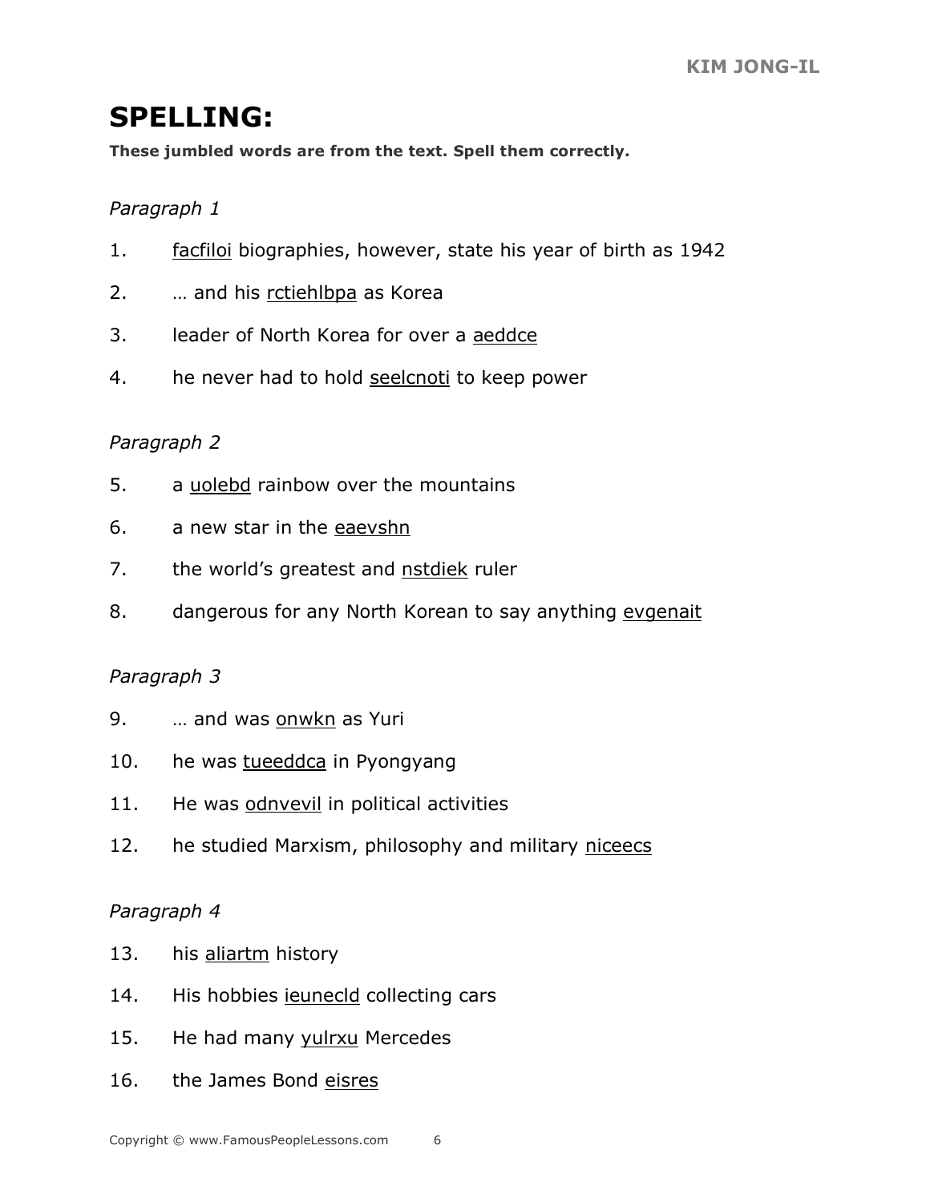# SPELLING:

**These jumbled words are from the text. Spell them correctly.**

*Paragraph 1*

1. facfiloi biographies, however, state his year of birth as 1942
2. … and his rctiehlbpa as Korea
3. leader of North Korea for over a aeddce
4. he never had to hold seelcnoti to keep power

*Paragraph 2*

5. a uolebd rainbow over the mountains
6. a new star in the eaevshn
7. the world's greatest and nstdiek ruler
8. dangerous for any North Korean to say anything evgenait

*Paragraph 3*

9. … and was onwkn as Yuri
10. he was tueeddca in Pyongyang
11. He was odnvevil in political activities
12. he studied Marxism, philosophy and military niceecs

*Paragraph 4*

13. his aliartm history
14. His hobbies ieunecld collecting cars
15. He had many yulrxu Mercedes
16. the James Bond eisres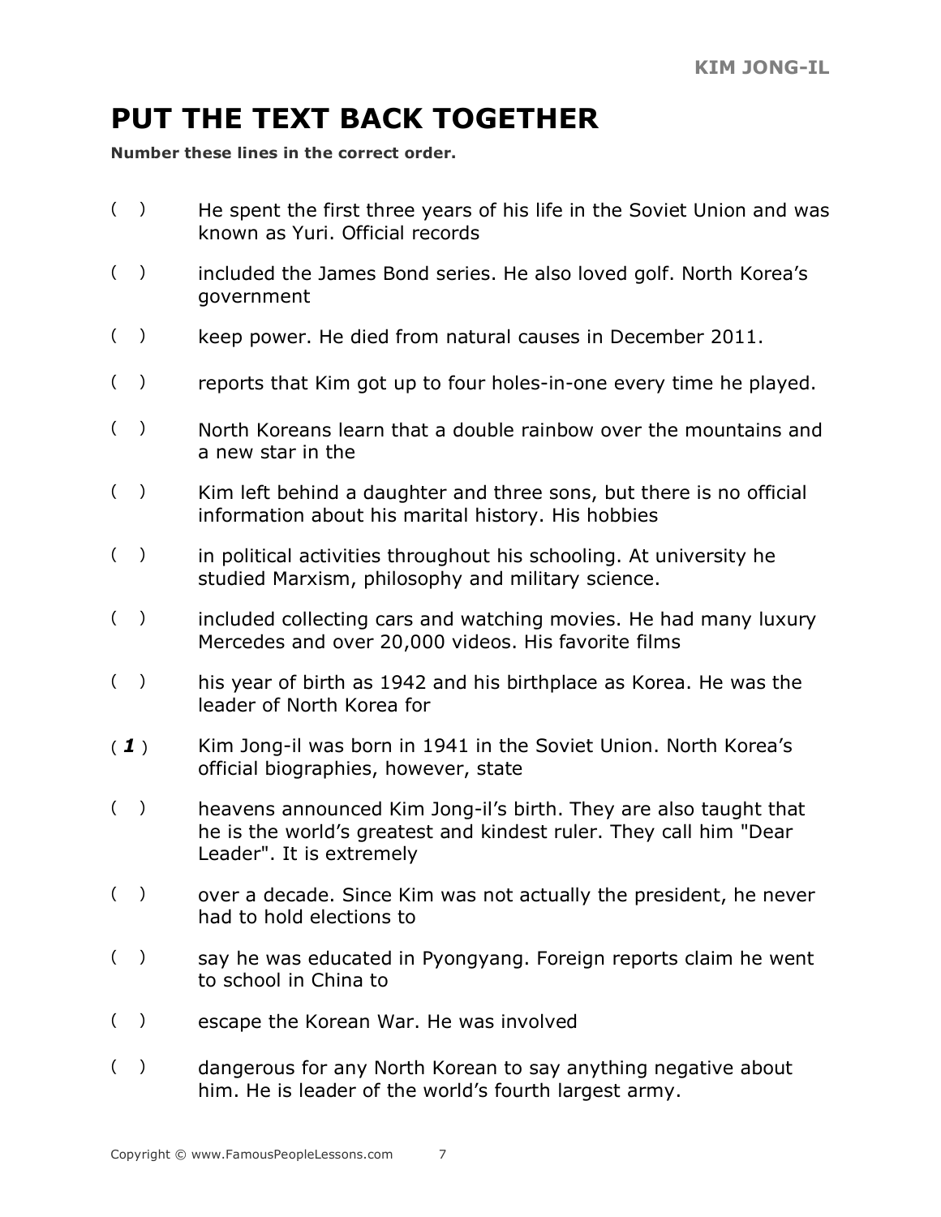# PUT THE TEXT BACK TOGETHER

**Number these lines in the correct order.**

( ) He spent the first three years of his life in the Soviet Union and was known as Yuri. Official records

( ) included the James Bond series. He also loved golf. North Korea's government

( ) keep power. He died from natural causes in December 2011.

( ) reports that Kim got up to four holes-in-one every time he played.

( ) North Koreans learn that a double rainbow over the mountains and a new star in the

( ) Kim left behind a daughter and three sons, but there is no official information about his marital history. His hobbies

( ) in political activities throughout his schooling. At university he studied Marxism, philosophy and military science.

( ) included collecting cars and watching movies. He had many luxury Mercedes and over 20,000 videos. His favorite films

( ) his year of birth as 1942 and his birthplace as Korea. He was the leader of North Korea for

( ***1*** ) Kim Jong-il was born in 1941 in the Soviet Union. North Korea's official biographies, however, state

( ) heavens announced Kim Jong-il's birth. They are also taught that he is the world's greatest and kindest ruler. They call him "Dear Leader". It is extremely

( ) over a decade. Since Kim was not actually the president, he never had to hold elections to

( ) say he was educated in Pyongyang. Foreign reports claim he went to school in China to

( ) escape the Korean War. He was involved

( ) dangerous for any North Korean to say anything negative about him. He is leader of the world's fourth largest army.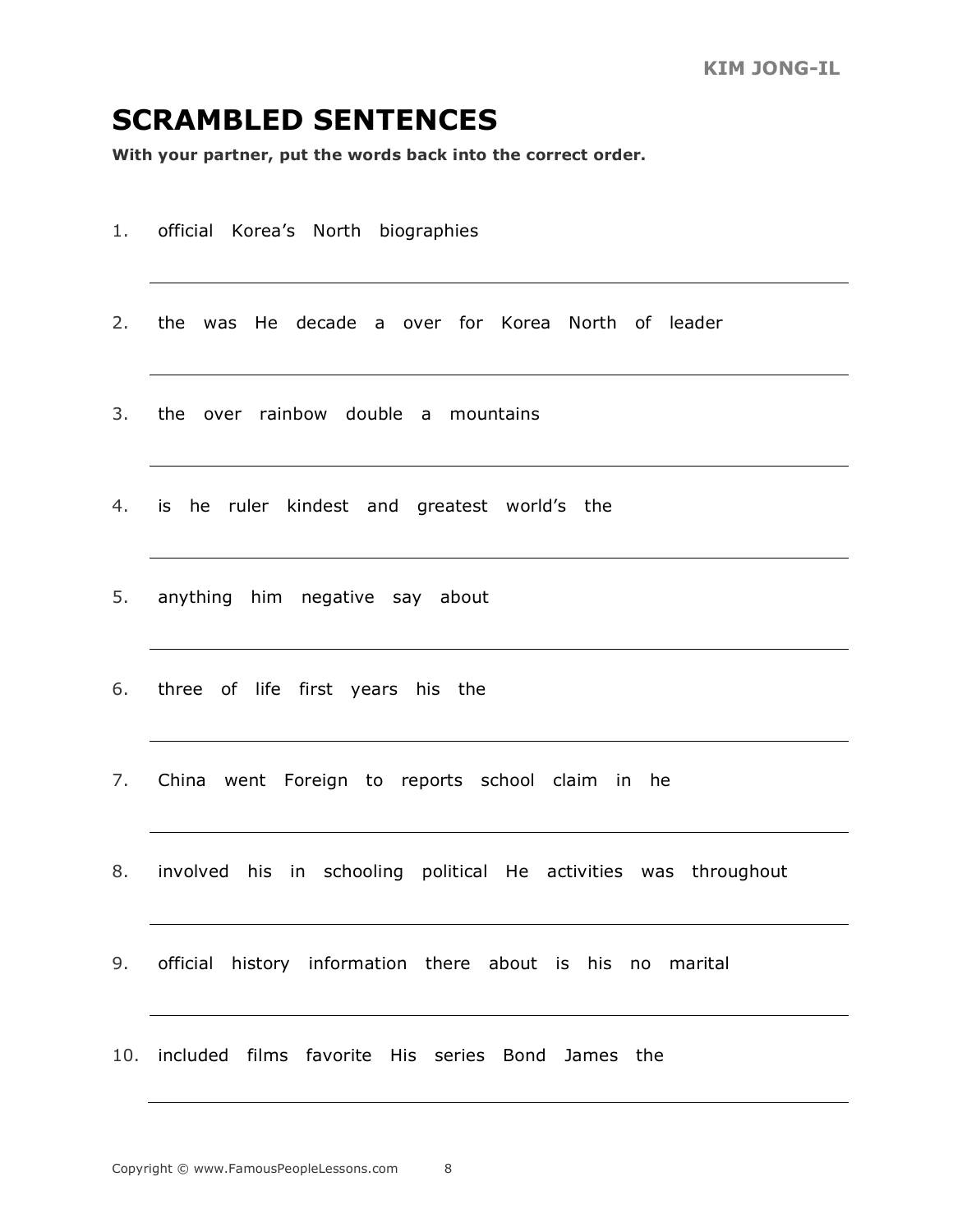## SCRAMBLED SENTENCES

**With your partner, put the words back into the correct order.**

1. official Korea's North biographies

   ______________________________

2. the was He decade a over for Korea North of leader

   ______________________________

3. the over rainbow double a mountains

   ______________________________

4. is he ruler kindest and greatest world's the

   ______________________________

5. anything him negative say about

   ______________________________

6. three of life first years his the

   ______________________________

7. China went Foreign to reports school claim in he

   ______________________________

8. involved his in schooling political He activities was throughout

   ______________________________

9. official history information there about is his no marital

   ______________________________

10. included films favorite His series Bond James the

    ______________________________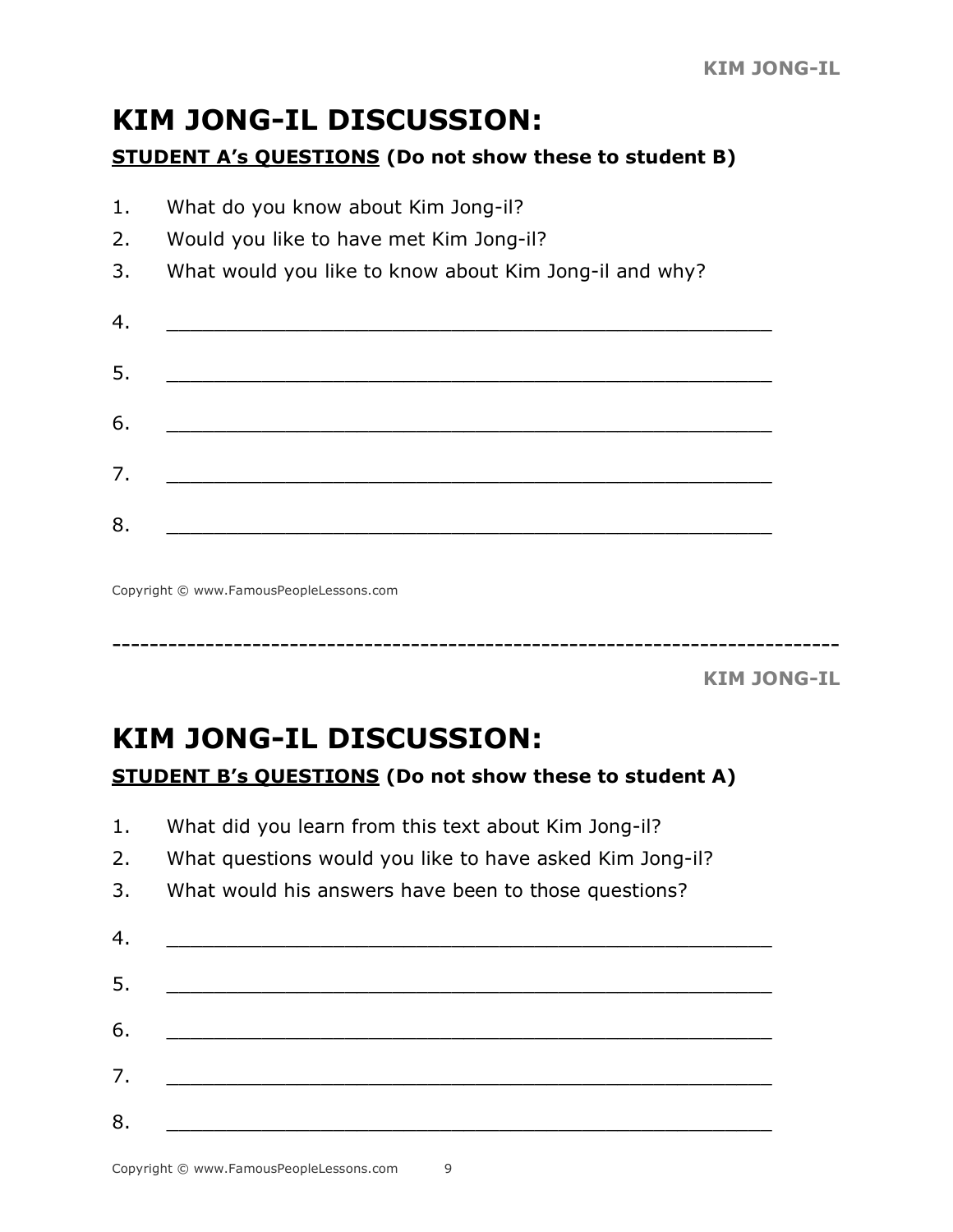# KIM JONG-IL DISCUSSION:

**STUDENT A's QUESTIONS (Do not show these to student B)**

1. What do you know about Kim Jong-il?
2. Would you like to have met Kim Jong-il?
3. What would you like to know about Kim Jong-il and why?
4. ______________________________________________
5. ______________________________________________
6. ______________________________________________
7. ______________________________________________
8. ______________________________________________

Copyright © www.FamousPeopleLessons.com

------------------------------------------------------------------------------

# KIM JONG-IL DISCUSSION:

**STUDENT B's QUESTIONS (Do not show these to student A)**

1. What did you learn from this text about Kim Jong-il?
2. What questions would you like to have asked Kim Jong-il?
3. What would his answers have been to those questions?
4. ______________________________________________
5. ______________________________________________
6. ______________________________________________
7. ______________________________________________
8. ______________________________________________

Copyright © www.FamousPeopleLessons.com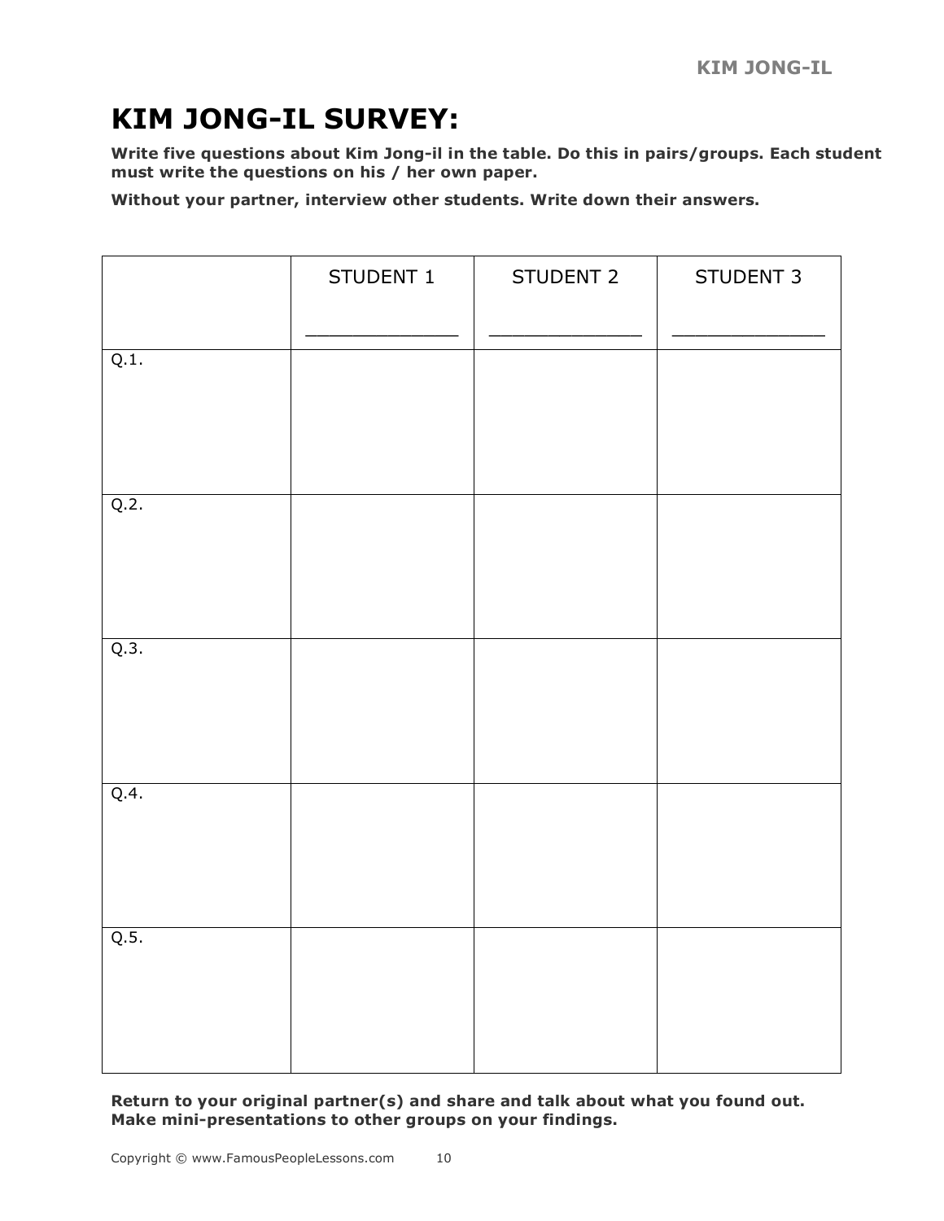# KIM JONG-IL SURVEY:

**Write five questions about Kim Jong-il in the table. Do this in pairs/groups. Each student must write the questions on his / her own paper.**

**Without your partner, interview other students. Write down their answers.**

| | STUDENT 1<br>_____________ | STUDENT 2<br>_____________ | STUDENT 3<br>_____________ |
|---|---|---|---|
| Q.1. | | | |
| Q.2. | | | |
| Q.3. | | | |
| Q.4. | | | |
| Q.5. | | | |

**Return to your original partner(s) and share and talk about what you found out. Make mini-presentations to other groups on your findings.**

Copyright © www.FamousPeopleLessons.com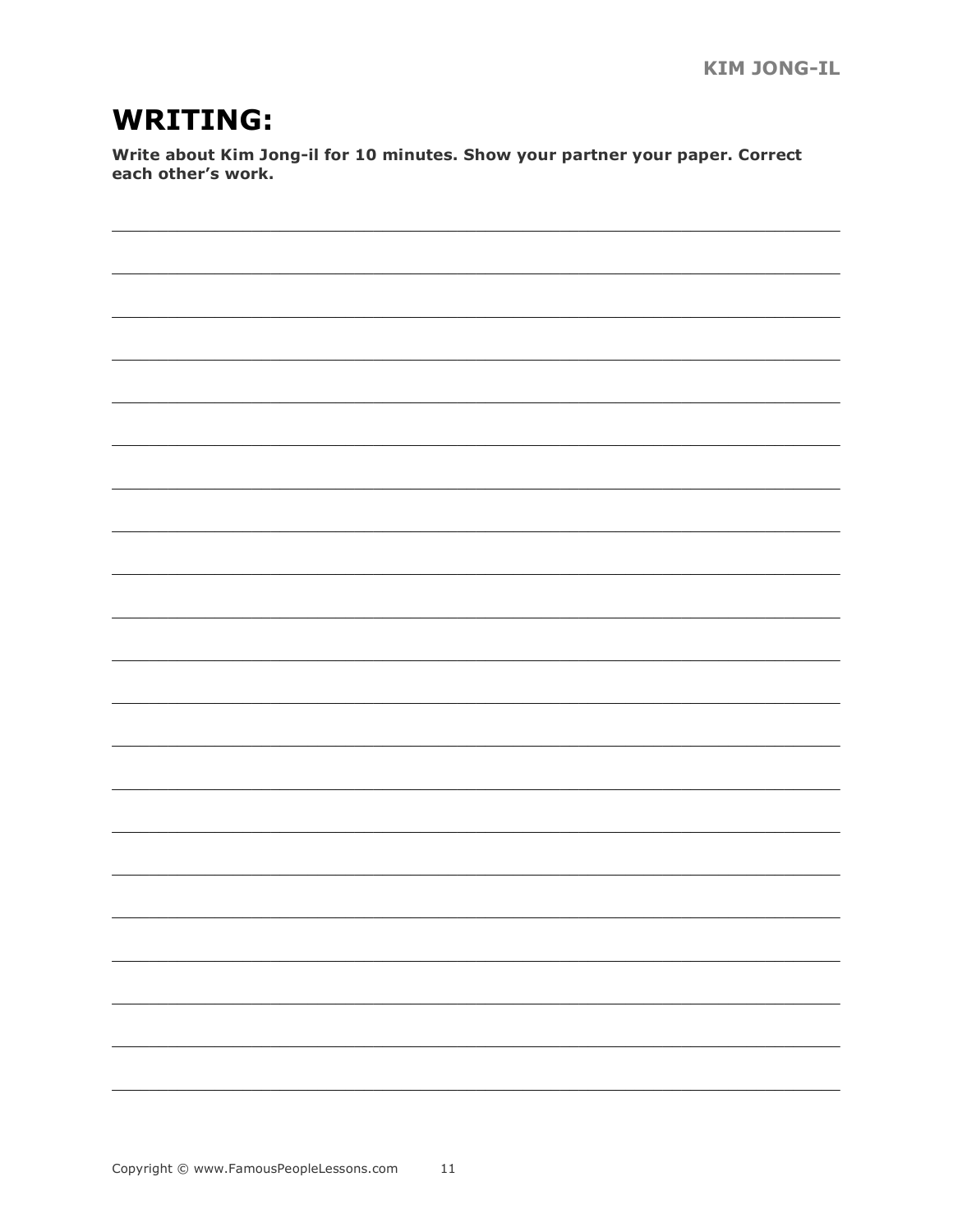# WRITING:

**Write about Kim Jong-il for 10 minutes. Show your partner your paper. Correct each other's work.**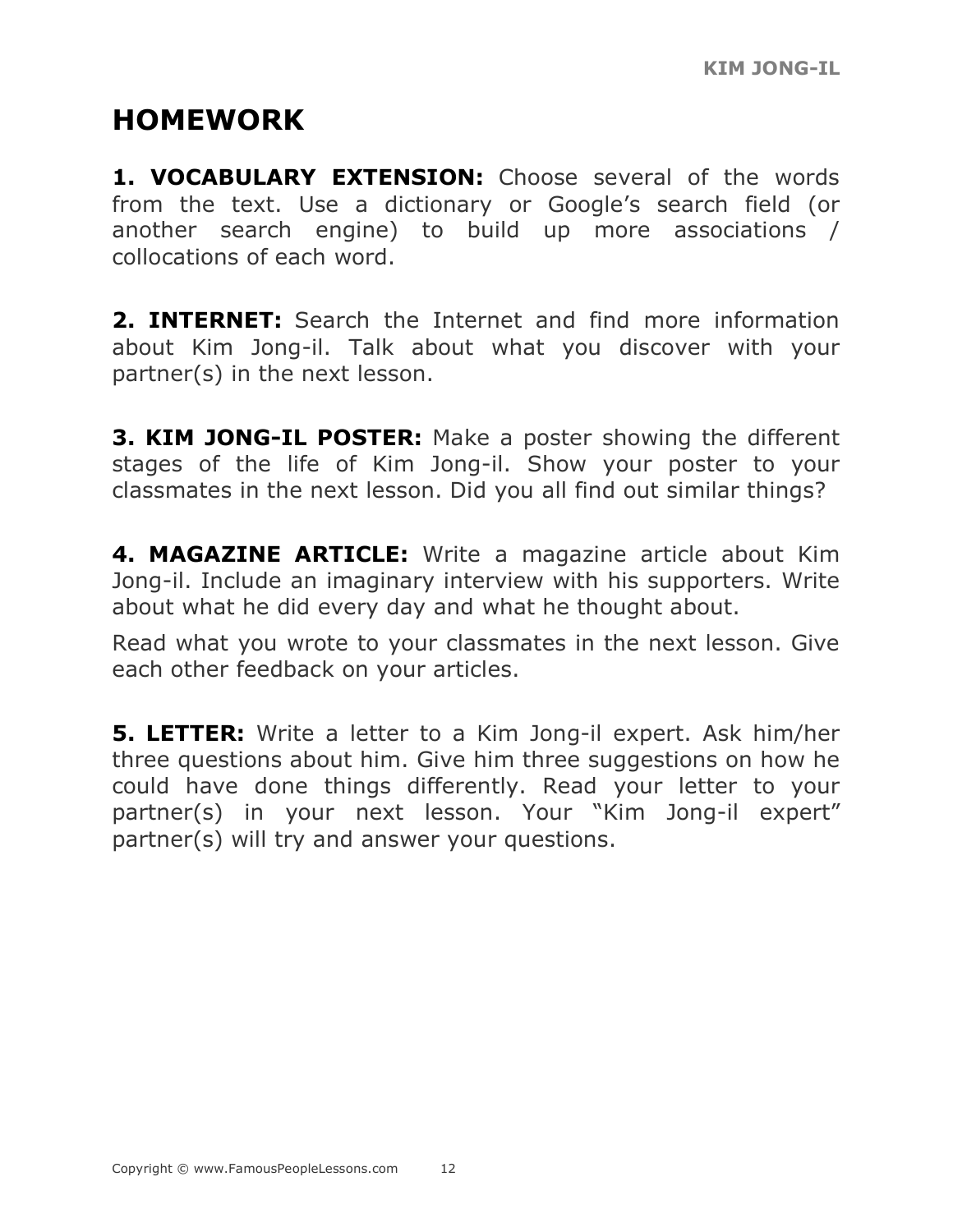## HOMEWORK

**1. VOCABULARY EXTENSION:** Choose several of the words from the text. Use a dictionary or Google's search field (or another search engine) to build up more associations / collocations of each word.

**2. INTERNET:** Search the Internet and find more information about Kim Jong-il. Talk about what you discover with your partner(s) in the next lesson.

**3. KIM JONG-IL POSTER:** Make a poster showing the different stages of the life of Kim Jong-il. Show your poster to your classmates in the next lesson. Did you all find out similar things?

**4. MAGAZINE ARTICLE:** Write a magazine article about Kim Jong-il. Include an imaginary interview with his supporters. Write about what he did every day and what he thought about.

Read what you wrote to your classmates in the next lesson. Give each other feedback on your articles.

**5. LETTER:** Write a letter to a Kim Jong-il expert. Ask him/her three questions about him. Give him three suggestions on how he could have done things differently. Read your letter to your partner(s) in your next lesson. Your "Kim Jong-il expert" partner(s) will try and answer your questions.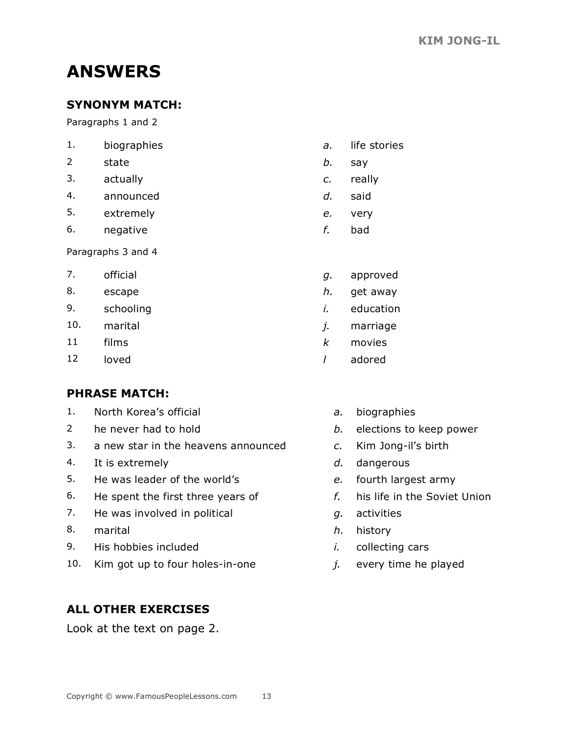# ANSWERS

## SYNONYM MATCH:

Paragraphs 1 and 2

| | | | |
|---|---|---|---|
| 1. | biographies | *a.* | life stories |
| 2 | state | *b.* | say |
| 3. | actually | *c.* | really |
| 4. | announced | *d.* | said |
| 5. | extremely | *e.* | very |
| 6. | negative | *f.* | bad |

Paragraphs 3 and 4

| | | | |
|---|---|---|---|
| 7. | official | *g.* | approved |
| 8. | escape | *h.* | get away |
| 9. | schooling | *i.* | education |
| 10. | marital | *j.* | marriage |
| 11 | films | *k* | movies |
| 12 | loved | *l* | adored |

## PHRASE MATCH:

| | | | |
|---|---|---|---|
| 1. | North Korea's official | *a.* | biographies |
| 2 | he never had to hold | *b.* | elections to keep power |
| 3. | a new star in the heavens announced | *c.* | Kim Jong-il's birth |
| 4. | It is extremely | *d.* | dangerous |
| 5. | He was leader of the world's | *e.* | fourth largest army |
| 6. | He spent the first three years of | *f.* | his life in the Soviet Union |
| 7. | He was involved in political | *g.* | activities |
| 8. | marital | *h.* | history |
| 9. | His hobbies included | *i.* | collecting cars |
| 10. | Kim got up to four holes-in-one | *j.* | every time he played |

## ALL OTHER EXERCISES

Look at the text on page 2.

Copyright © www.FamousPeopleLessons.com